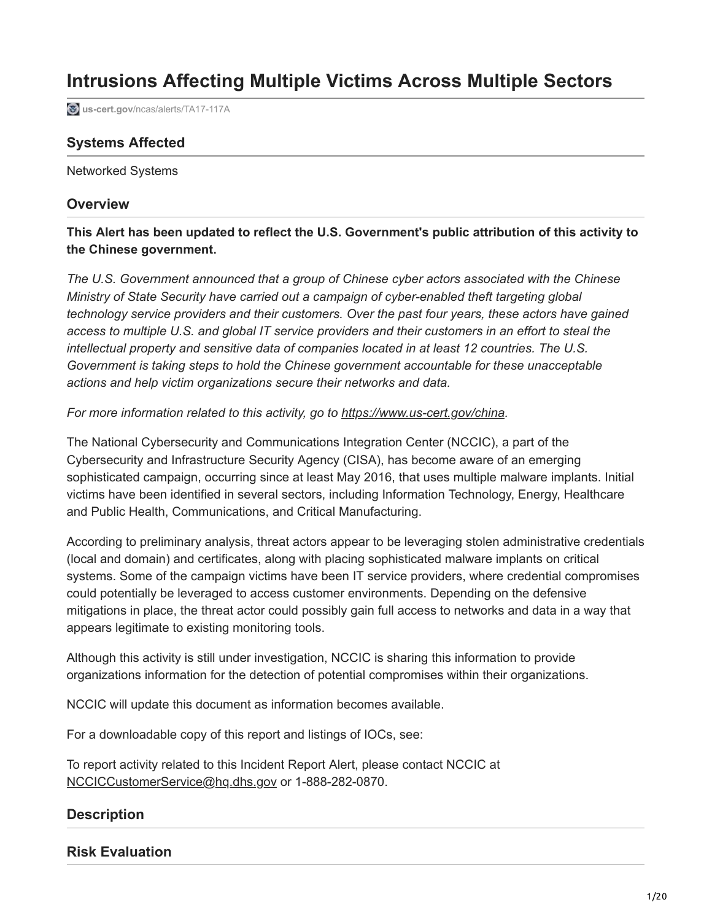# Intrusions Affecting Multiple Victims Across Multiple Sectors

us-cert.gov/ncas/alerts/TA17-117A

## Systems Affected

Networked Systems

## Overview

**This Alert has been updated to reflect the U.S. Government's public attribution of this activity to the Chinese government.**

*The U.S. Government announced that a group of Chinese cyber actors associated with the Chinese Ministry of State Security have carried out a campaign of cyber-enabled theft targeting global technology service providers and their customers. Over the past four years, these actors have gained access to multiple U.S. and global IT service providers and their customers in an effort to steal the intellectual property and sensitive data of companies located in at least 12 countries. The U.S. Government is taking steps to hold the Chinese government accountable for these unacceptable actions and help victim organizations secure their networks and data.*

*For more information related to this activity, go to [https://www.us-cert.gov/china](https://www.us-cert.gov/china).*

The National Cybersecurity and Communications Integration Center (NCCIC), a part of the Cybersecurity and Infrastructure Security Agency (CISA), has become aware of an emerging sophisticated campaign, occurring since at least May 2016, that uses multiple malware implants. Initial victims have been identified in several sectors, including Information Technology, Energy, Healthcare and Public Health, Communications, and Critical Manufacturing.

According to preliminary analysis, threat actors appear to be leveraging stolen administrative credentials (local and domain) and certificates, along with placing sophisticated malware implants on critical systems. Some of the campaign victims have been IT service providers, where credential compromises could potentially be leveraged to access customer environments. Depending on the defensive mitigations in place, the threat actor could possibly gain full access to networks and data in a way that appears legitimate to existing monitoring tools.

Although this activity is still under investigation, NCCIC is sharing this information to provide organizations information for the detection of potential compromises within their organizations.

NCCIC will update this document as information becomes available.

For a downloadable copy of this report and listings of IOCs, see:

To report activity related to this Incident Report Alert, please contact NCCIC at [NCCICCustomerService@hq.dhs.gov](mailto:NCCICCustomerService@hq.dhs.gov) or 1-888-282-0870.

## Description

## Risk Evaluation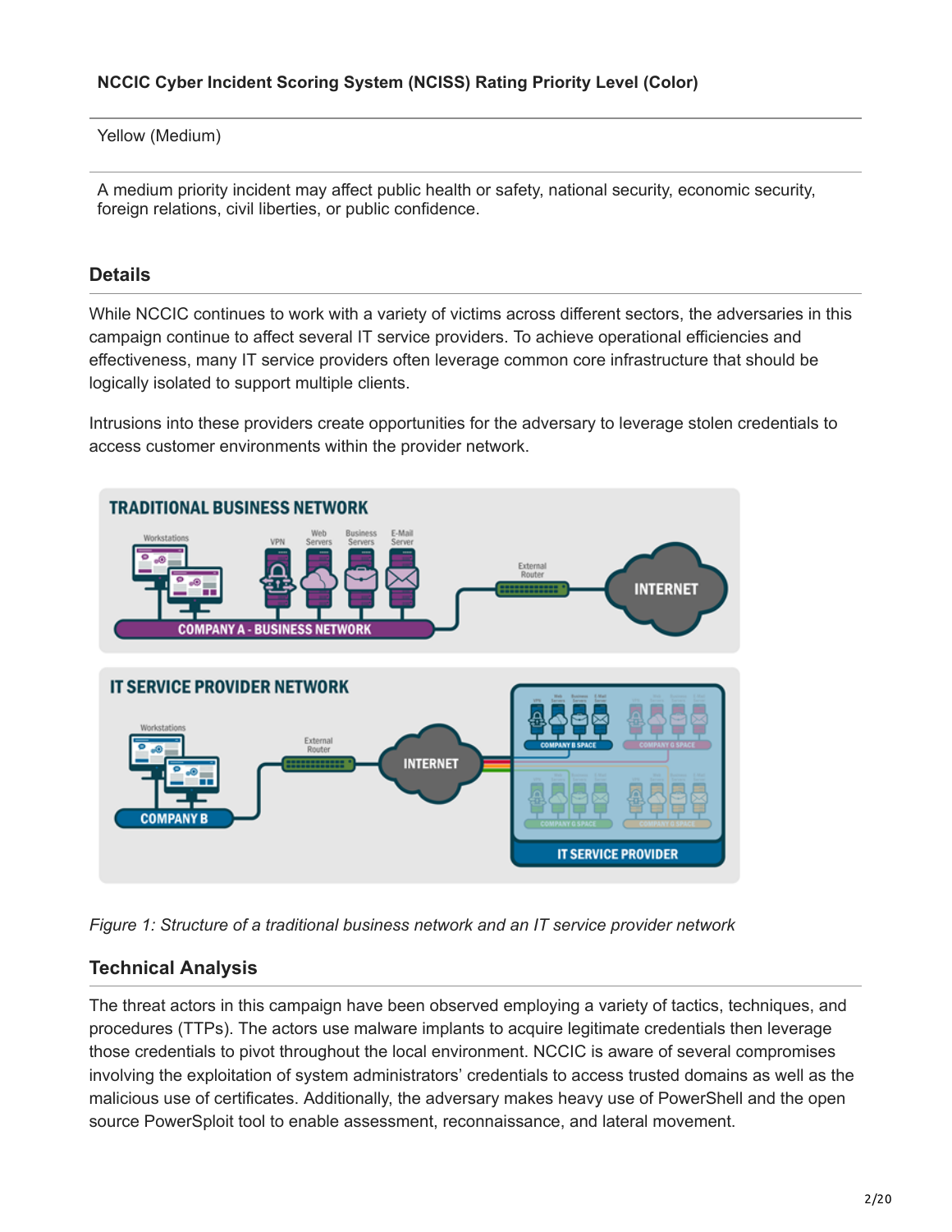| NCCIC Cyber Incident Scoring System (NCISS) Rating Priority Level (Color) |
| --- |
| Yellow (Medium) |
| A medium priority incident may affect public health or safety, national security, economic security, foreign relations, civil liberties, or public confidence. |

## Details

While NCCIC continues to work with a variety of victims across different sectors, the adversaries in this campaign continue to affect several IT service providers. To achieve operational efficiencies and effectiveness, many IT service providers often leverage common core infrastructure that should be logically isolated to support multiple clients.

Intrusions into these providers create opportunities for the adversary to leverage stolen credentials to access customer environments within the provider network.

*Figure 1: Structure of a traditional business network and an IT service provider network*

## Technical Analysis

The threat actors in this campaign have been observed employing a variety of tactics, techniques, and procedures (TTPs). The actors use malware implants to acquire legitimate credentials then leverage those credentials to pivot throughout the local environment. NCCIC is aware of several compromises involving the exploitation of system administrators' credentials to access trusted domains as well as the malicious use of certificates. Additionally, the adversary makes heavy use of PowerShell and the open source PowerSploit tool to enable assessment, reconnaissance, and lateral movement.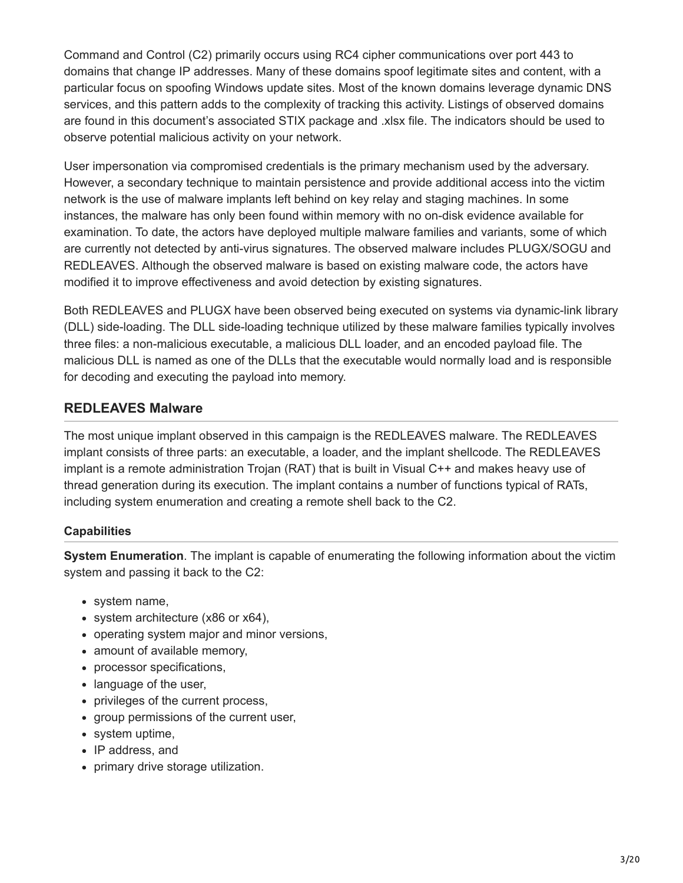Command and Control (C2) primarily occurs using RC4 cipher communications over port 443 to domains that change IP addresses. Many of these domains spoof legitimate sites and content, with a particular focus on spoofing Windows update sites. Most of the known domains leverage dynamic DNS services, and this pattern adds to the complexity of tracking this activity. Listings of observed domains are found in this document's associated STIX package and .xlsx file. The indicators should be used to observe potential malicious activity on your network.

User impersonation via compromised credentials is the primary mechanism used by the adversary. However, a secondary technique to maintain persistence and provide additional access into the victim network is the use of malware implants left behind on key relay and staging machines. In some instances, the malware has only been found within memory with no on-disk evidence available for examination. To date, the actors have deployed multiple malware families and variants, some of which are currently not detected by anti-virus signatures. The observed malware includes PLUGX/SOGU and REDLEAVES. Although the observed malware is based on existing malware code, the actors have modified it to improve effectiveness and avoid detection by existing signatures.

Both REDLEAVES and PLUGX have been observed being executed on systems via dynamic-link library (DLL) side-loading. The DLL side-loading technique utilized by these malware families typically involves three files: a non-malicious executable, a malicious DLL loader, and an encoded payload file. The malicious DLL is named as one of the DLLs that the executable would normally load and is responsible for decoding and executing the payload into memory.

## REDLEAVES Malware

The most unique implant observed in this campaign is the REDLEAVES malware. The REDLEAVES implant consists of three parts: an executable, a loader, and the implant shellcode. The REDLEAVES implant is a remote administration Trojan (RAT) that is built in Visual C++ and makes heavy use of thread generation during its execution. The implant contains a number of functions typical of RATs, including system enumeration and creating a remote shell back to the C2.

### Capabilities

**System Enumeration**. The implant is capable of enumerating the following information about the victim system and passing it back to the C2:

- system name,
- system architecture (x86 or x64),
- operating system major and minor versions,
- amount of available memory,
- processor specifications,
- language of the user,
- privileges of the current process,
- group permissions of the current user,
- system uptime,
- IP address, and
- primary drive storage utilization.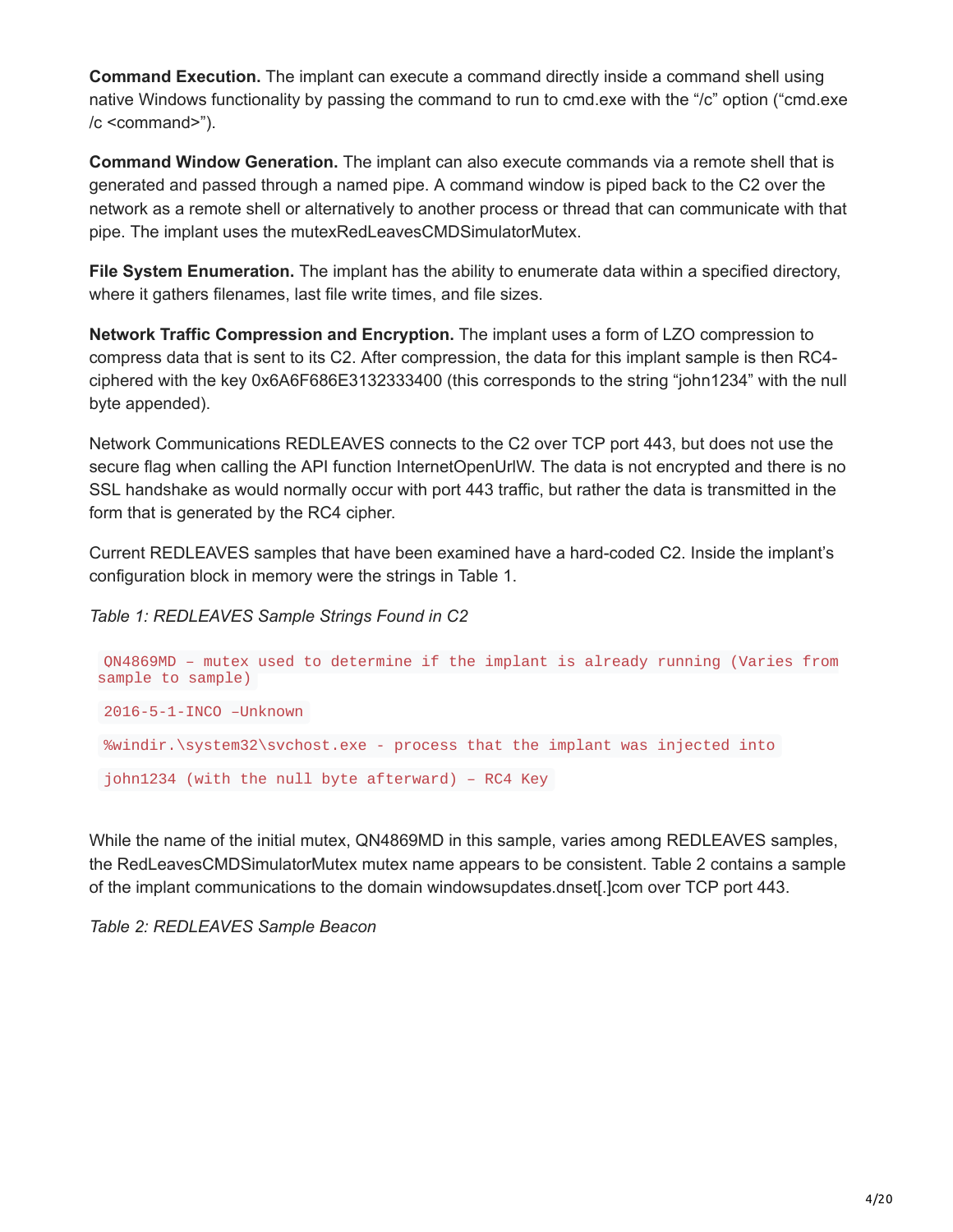**Command Execution.** The implant can execute a command directly inside a command shell using native Windows functionality by passing the command to run to cmd.exe with the "/c" option ("cmd.exe /c <command>").

**Command Window Generation.** The implant can also execute commands via a remote shell that is generated and passed through a named pipe. A command window is piped back to the C2 over the network as a remote shell or alternatively to another process or thread that can communicate with that pipe. The implant uses the mutexRedLeavesCMDSimulatorMutex.

**File System Enumeration.** The implant has the ability to enumerate data within a specified directory, where it gathers filenames, last file write times, and file sizes.

**Network Traffic Compression and Encryption.** The implant uses a form of LZO compression to compress data that is sent to its C2. After compression, the data for this implant sample is then RC4-ciphered with the key 0x6A6F686E3132333400 (this corresponds to the string "john1234" with the null byte appended).

Network Communications REDLEAVES connects to the C2 over TCP port 443, but does not use the secure flag when calling the API function InternetOpenUrlW. The data is not encrypted and there is no SSL handshake as would normally occur with port 443 traffic, but rather the data is transmitted in the form that is generated by the RC4 cipher.

Current REDLEAVES samples that have been examined have a hard-coded C2. Inside the implant's configuration block in memory were the strings in Table 1.

*Table 1: REDLEAVES Sample Strings Found in C2*

```
QN4869MD – mutex used to determine if the implant is already running (Varies from sample to sample)
```

```
2016-5-1-INCO –Unknown
```

```
%windir.\system32\svchost.exe - process that the implant was injected into
```

```
john1234 (with the null byte afterward) – RC4 Key
```

While the name of the initial mutex, QN4869MD in this sample, varies among REDLEAVES samples, the RedLeavesCMDSimulatorMutex mutex name appears to be consistent. Table 2 contains a sample of the implant communications to the domain windowsupdates.dnset[.]com over TCP port 443.

*Table 2: REDLEAVES Sample Beacon*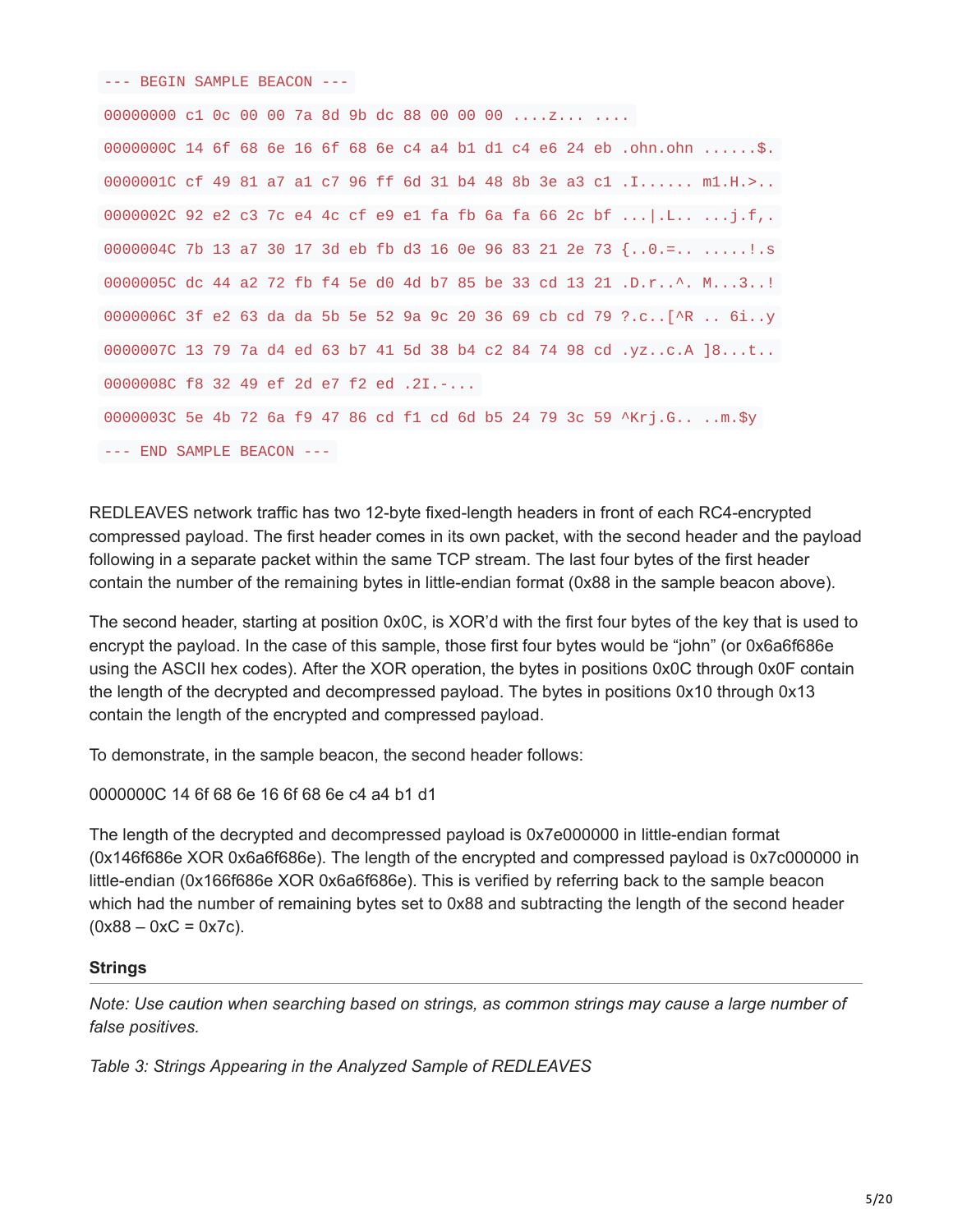```
--- BEGIN SAMPLE BEACON ---
00000000 c1 0c 00 00 7a 8d 9b dc 88 00 00 00 ....z... ....
0000000C 14 6f 68 6e 16 6f 68 6e c4 a4 b1 d1 c4 e6 24 eb .ohn.ohn ......$.
0000001C cf 49 81 a7 a1 c7 96 ff 6d 31 b4 48 8b 3e a3 c1 .I...... m1.H.>..
0000002C 92 e2 c3 7c e4 4c cf e9 e1 fa fb 6a fa 66 2c bf ...|.L.. ...j.f,.
0000004C 7b 13 a7 30 17 3d eb fb d3 16 0e 96 83 21 2e 73 {..0.=.. .....!.s
0000005C dc 44 a2 72 fb f4 5e d0 4d b7 85 be 33 cd 13 21 .D.r..^. M...3..!
0000006C 3f e2 63 da da 5b 5e 52 9a 9c 20 36 69 cb cd 79 ?.c..[^R .. 6i..y
0000007C 13 79 7a d4 ed 63 b7 41 5d 38 b4 c2 84 74 98 cd .yz..c.A ]8...t..
0000008C f8 32 49 ef 2d e7 f2 ed .2I.-...
0000003C 5e 4b 72 6a f9 47 86 cd f1 cd 6d b5 24 79 3c 59 ^Krj.G.. ..m.$y
--- END SAMPLE BEACON ---
```

REDLEAVES network traffic has two 12-byte fixed-length headers in front of each RC4-encrypted compressed payload. The first header comes in its own packet, with the second header and the payload following in a separate packet within the same TCP stream. The last four bytes of the first header contain the number of the remaining bytes in little-endian format (0x88 in the sample beacon above).

The second header, starting at position 0x0C, is XOR'd with the first four bytes of the key that is used to encrypt the payload. In the case of this sample, those first four bytes would be "john" (or 0x6a6f686e using the ASCII hex codes). After the XOR operation, the bytes in positions 0x0C through 0x0F contain the length of the decrypted and decompressed payload. The bytes in positions 0x10 through 0x13 contain the length of the encrypted and compressed payload.

To demonstrate, in the sample beacon, the second header follows:

0000000C 14 6f 68 6e 16 6f 68 6e c4 a4 b1 d1

The length of the decrypted and decompressed payload is 0x7e000000 in little-endian format (0x146f686e XOR 0x6a6f686e). The length of the encrypted and compressed payload is 0x7c000000 in little-endian (0x166f686e XOR 0x6a6f686e). This is verified by referring back to the sample beacon which had the number of remaining bytes set to 0x88 and subtracting the length of the second header (0x88 – 0xC = 0x7c).

### Strings

*Note: Use caution when searching based on strings, as common strings may cause a large number of false positives.*

*Table 3: Strings Appearing in the Analyzed Sample of REDLEAVES*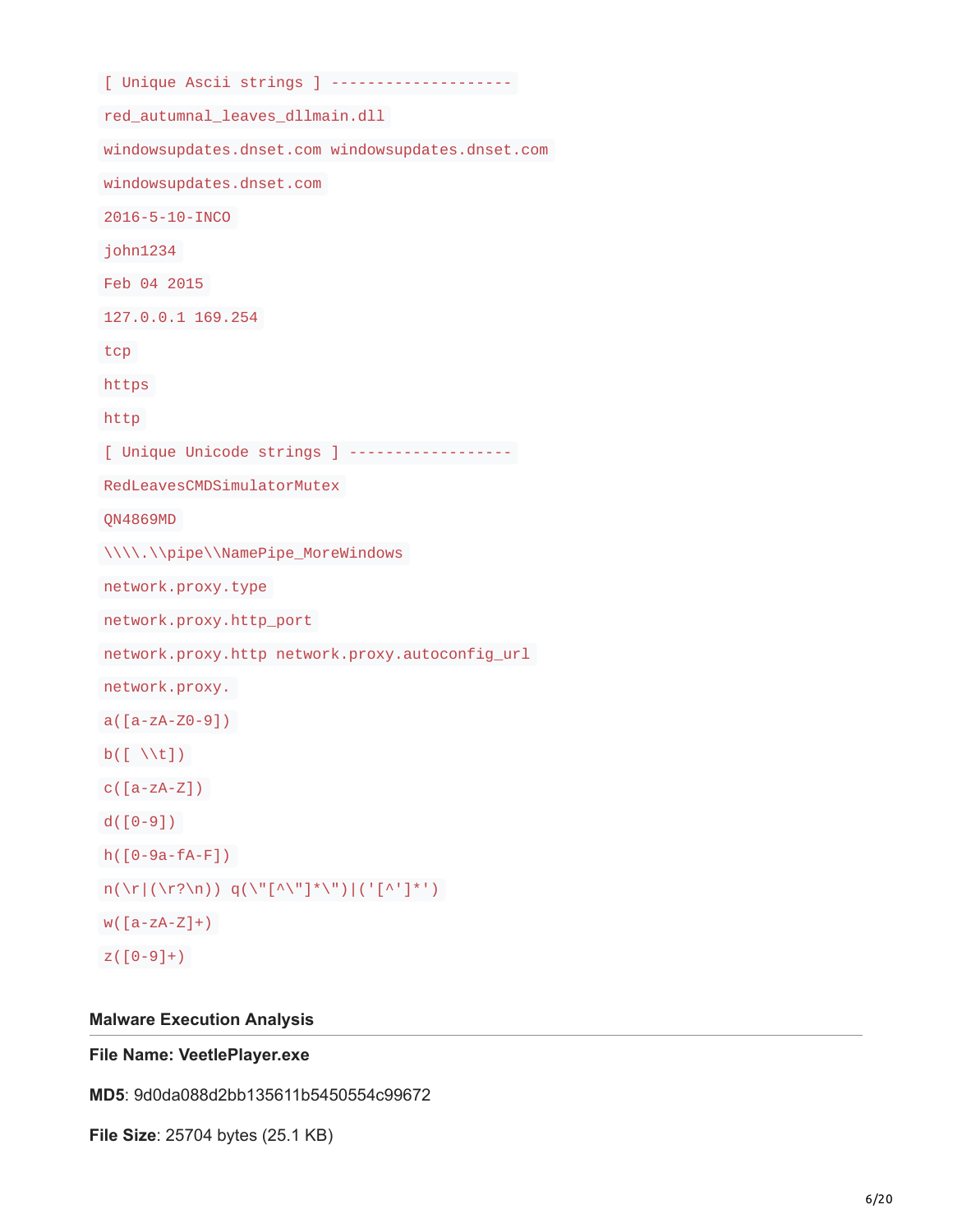```
[ Unique Ascii strings ] --------------------
red_autumnal_leaves_dllmain.dll
windowsupdates.dnset.com windowsupdates.dnset.com
windowsupdates.dnset.com
2016-5-10-INCO
john1234
Feb 04 2015
127.0.0.1 169.254
tcp
https
http
[ Unique Unicode strings ] ------------------
RedLeavesCMDSimulatorMutex
QN4869MD
\\\\.\\pipe\\NamePipe_MoreWindows
network.proxy.type
network.proxy.http_port
network.proxy.http network.proxy.autoconfig_url
network.proxy.
a([a-zA-Z0-9])
b([ \\t])
c([a-zA-Z])
d([0-9])
h([0-9a-fA-F])
n(\r|(\r?\n)) q(\"[^\"]*\")|('[^']*')
w([a-zA-Z]+)
z([0-9]+)
```

### Malware Execution Analysis

**File Name: VeetlePlayer.exe**

**MD5**: 9d0da088d2bb135611b5450554c99672

**File Size**: 25704 bytes (25.1 KB)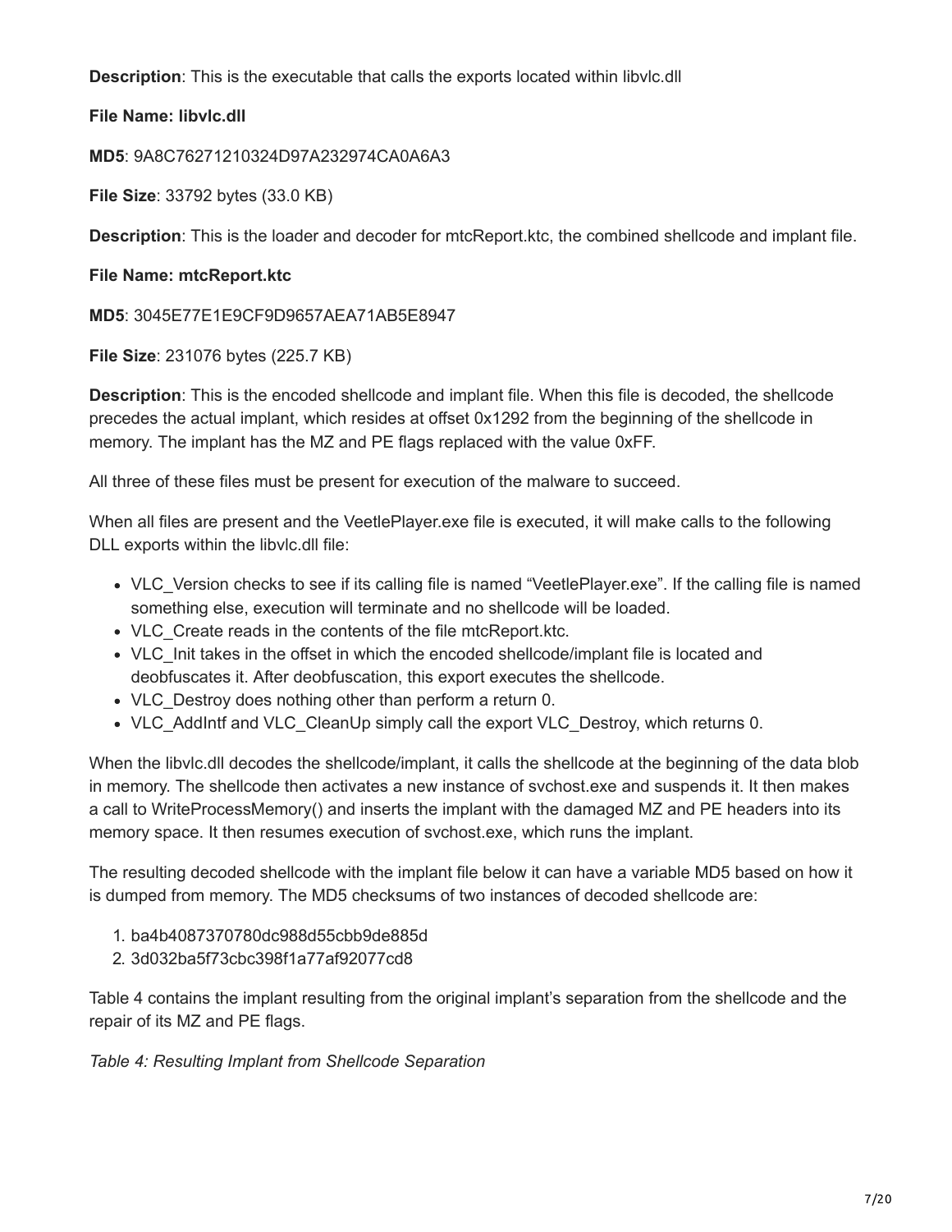**Description**: This is the executable that calls the exports located within libvlc.dll

**File Name: libvlc.dll**

**MD5**: 9A8C76271210324D97A232974CA0A6A3

**File Size**: 33792 bytes (33.0 KB)

**Description**: This is the loader and decoder for mtcReport.ktc, the combined shellcode and implant file.

**File Name: mtcReport.ktc**

**MD5**: 3045E77E1E9CF9D9657AEA71AB5E8947

**File Size**: 231076 bytes (225.7 KB)

**Description**: This is the encoded shellcode and implant file. When this file is decoded, the shellcode precedes the actual implant, which resides at offset 0x1292 from the beginning of the shellcode in memory. The implant has the MZ and PE flags replaced with the value 0xFF.

All three of these files must be present for execution of the malware to succeed.

When all files are present and the VeetlePlayer.exe file is executed, it will make calls to the following DLL exports within the libvlc.dll file:

- VLC_Version checks to see if its calling file is named “VeetlePlayer.exe”. If the calling file is named something else, execution will terminate and no shellcode will be loaded.
- VLC_Create reads in the contents of the file mtcReport.ktc.
- VLC_Init takes in the offset in which the encoded shellcode/implant file is located and deobfuscates it. After deobfuscation, this export executes the shellcode.
- VLC_Destroy does nothing other than perform a return 0.
- VLC_AddIntf and VLC_CleanUp simply call the export VLC_Destroy, which returns 0.

When the libvlc.dll decodes the shellcode/implant, it calls the shellcode at the beginning of the data blob in memory. The shellcode then activates a new instance of svchost.exe and suspends it. It then makes a call to WriteProcessMemory() and inserts the implant with the damaged MZ and PE headers into its memory space. It then resumes execution of svchost.exe, which runs the implant.

The resulting decoded shellcode with the implant file below it can have a variable MD5 based on how it is dumped from memory. The MD5 checksums of two instances of decoded shellcode are:

1. ba4b4087370780dc988d55cbb9de885d
2. 3d032ba5f73cbc398f1a77af92077cd8

Table 4 contains the implant resulting from the original implant’s separation from the shellcode and the repair of its MZ and PE flags.

*Table 4: Resulting Implant from Shellcode Separation*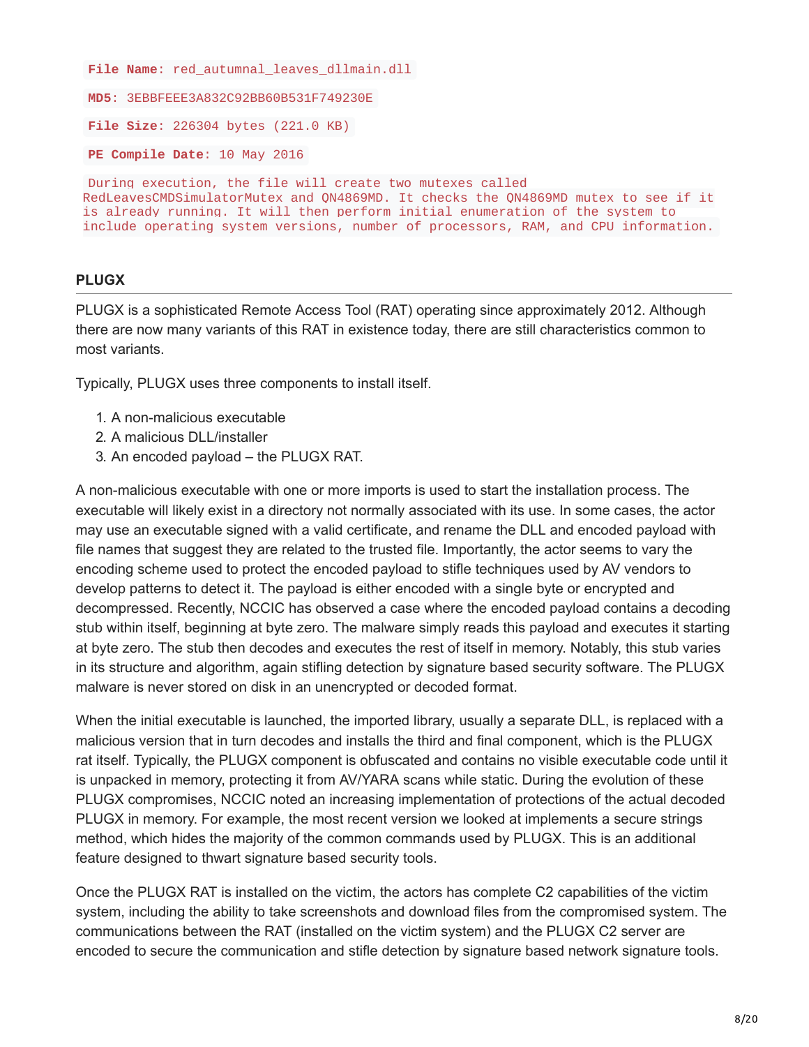**File Name**: red_autumnal_leaves_dllmain.dll

**MD5**: 3EBBFEEE3A832C92BB60B531F749230E

**File Size**: 226304 bytes (221.0 KB)

**PE Compile Date**: 10 May 2016

```
During execution, the file will create two mutexes called
RedLeavesCMDSimulatorMutex and QN4869MD. It checks the QN4869MD mutex to see if it
is already running. It will then perform initial enumeration of the system to
include operating system versions, number of processors, RAM, and CPU information.
```

### PLUGX

PLUGX is a sophisticated Remote Access Tool (RAT) operating since approximately 2012. Although there are now many variants of this RAT in existence today, there are still characteristics common to most variants.

Typically, PLUGX uses three components to install itself.

1. A non-malicious executable
2. A malicious DLL/installer
3. An encoded payload – the PLUGX RAT.

A non-malicious executable with one or more imports is used to start the installation process. The executable will likely exist in a directory not normally associated with its use. In some cases, the actor may use an executable signed with a valid certificate, and rename the DLL and encoded payload with file names that suggest they are related to the trusted file. Importantly, the actor seems to vary the encoding scheme used to protect the encoded payload to stifle techniques used by AV vendors to develop patterns to detect it. The payload is either encoded with a single byte or encrypted and decompressed. Recently, NCCIC has observed a case where the encoded payload contains a decoding stub within itself, beginning at byte zero. The malware simply reads this payload and executes it starting at byte zero. The stub then decodes and executes the rest of itself in memory. Notably, this stub varies in its structure and algorithm, again stifling detection by signature based security software. The PLUGX malware is never stored on disk in an unencrypted or decoded format.

When the initial executable is launched, the imported library, usually a separate DLL, is replaced with a malicious version that in turn decodes and installs the third and final component, which is the PLUGX rat itself. Typically, the PLUGX component is obfuscated and contains no visible executable code until it is unpacked in memory, protecting it from AV/YARA scans while static. During the evolution of these PLUGX compromises, NCCIC noted an increasing implementation of protections of the actual decoded PLUGX in memory. For example, the most recent version we looked at implements a secure strings method, which hides the majority of the common commands used by PLUGX. This is an additional feature designed to thwart signature based security tools.

Once the PLUGX RAT is installed on the victim, the actors has complete C2 capabilities of the victim system, including the ability to take screenshots and download files from the compromised system. The communications between the RAT (installed on the victim system) and the PLUGX C2 server are encoded to secure the communication and stifle detection by signature based network signature tools.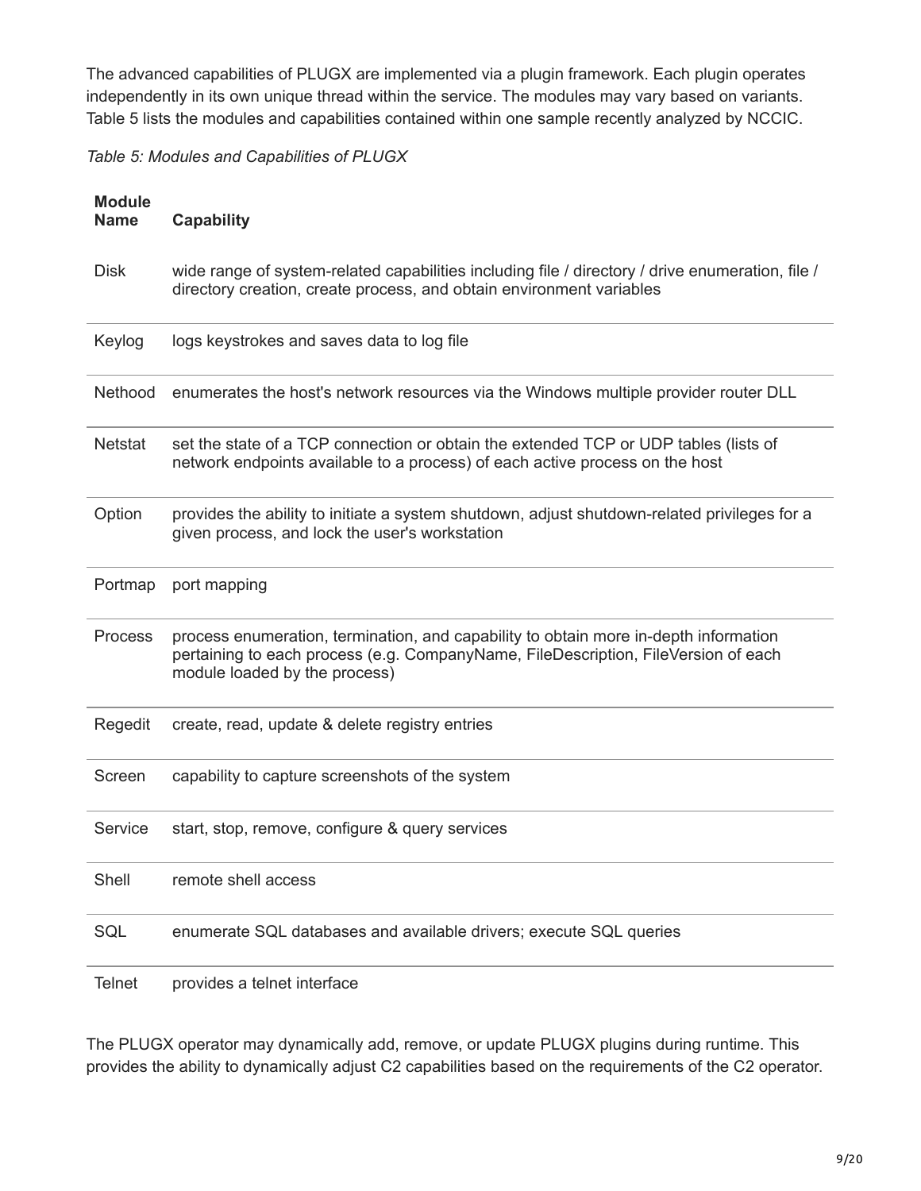The advanced capabilities of PLUGX are implemented via a plugin framework. Each plugin operates independently in its own unique thread within the service. The modules may vary based on variants. Table 5 lists the modules and capabilities contained within one sample recently analyzed by NCCIC.

*Table 5: Modules and Capabilities of PLUGX*

| Module Name | Capability |
| --- | --- |
| Disk | wide range of system-related capabilities including file / directory / drive enumeration, file / directory creation, create process, and obtain environment variables |
| Keylog | logs keystrokes and saves data to log file |
| Nethood | enumerates the host's network resources via the Windows multiple provider router DLL |
| Netstat | set the state of a TCP connection or obtain the extended TCP or UDP tables (lists of network endpoints available to a process) of each active process on the host |
| Option | provides the ability to initiate a system shutdown, adjust shutdown-related privileges for a given process, and lock the user's workstation |
| Portmap | port mapping |
| Process | process enumeration, termination, and capability to obtain more in-depth information pertaining to each process (e.g. CompanyName, FileDescription, FileVersion of each module loaded by the process) |
| Regedit | create, read, update & delete registry entries |
| Screen | capability to capture screenshots of the system |
| Service | start, stop, remove, configure & query services |
| Shell | remote shell access |
| SQL | enumerate SQL databases and available drivers; execute SQL queries |
| Telnet | provides a telnet interface |

The PLUGX operator may dynamically add, remove, or update PLUGX plugins during runtime. This provides the ability to dynamically adjust C2 capabilities based on the requirements of the C2 operator.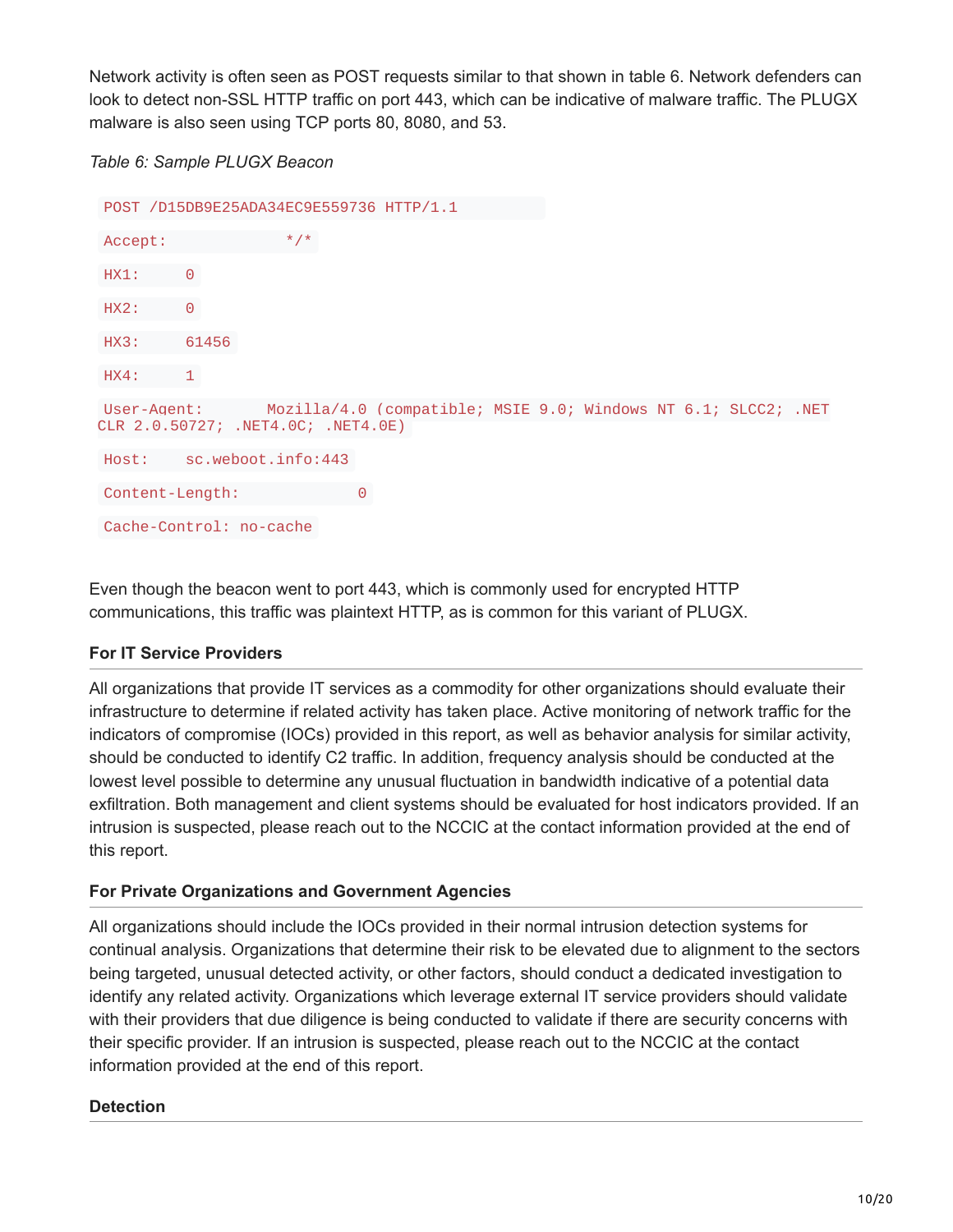Network activity is often seen as POST requests similar to that shown in table 6. Network defenders can look to detect non-SSL HTTP traffic on port 443, which can be indicative of malware traffic. The PLUGX malware is also seen using TCP ports 80, 8080, and 53.

*Table 6: Sample PLUGX Beacon*

```
POST /D15DB9E25ADA34EC9E559736 HTTP/1.1
Accept:           */*
HX1:     0
HX2:     0
HX3:     61456
HX4:     1
User-Agent:       Mozilla/4.0 (compatible; MSIE 9.0; Windows NT 6.1; SLCC2; .NET CLR 2.0.50727; .NET4.0C; .NET4.0E)
Host:    sc.weboot.info:443
Content-Length:            0
Cache-Control: no-cache
```

Even though the beacon went to port 443, which is commonly used for encrypted HTTP communications, this traffic was plaintext HTTP, as is common for this variant of PLUGX.

### For IT Service Providers

All organizations that provide IT services as a commodity for other organizations should evaluate their infrastructure to determine if related activity has taken place. Active monitoring of network traffic for the indicators of compromise (IOCs) provided in this report, as well as behavior analysis for similar activity, should be conducted to identify C2 traffic. In addition, frequency analysis should be conducted at the lowest level possible to determine any unusual fluctuation in bandwidth indicative of a potential data exfiltration. Both management and client systems should be evaluated for host indicators provided. If an intrusion is suspected, please reach out to the NCCIC at the contact information provided at the end of this report.

### For Private Organizations and Government Agencies

All organizations should include the IOCs provided in their normal intrusion detection systems for continual analysis. Organizations that determine their risk to be elevated due to alignment to the sectors being targeted, unusual detected activity, or other factors, should conduct a dedicated investigation to identify any related activity. Organizations which leverage external IT service providers should validate with their providers that due diligence is being conducted to validate if there are security concerns with their specific provider. If an intrusion is suspected, please reach out to the NCCIC at the contact information provided at the end of this report.

### Detection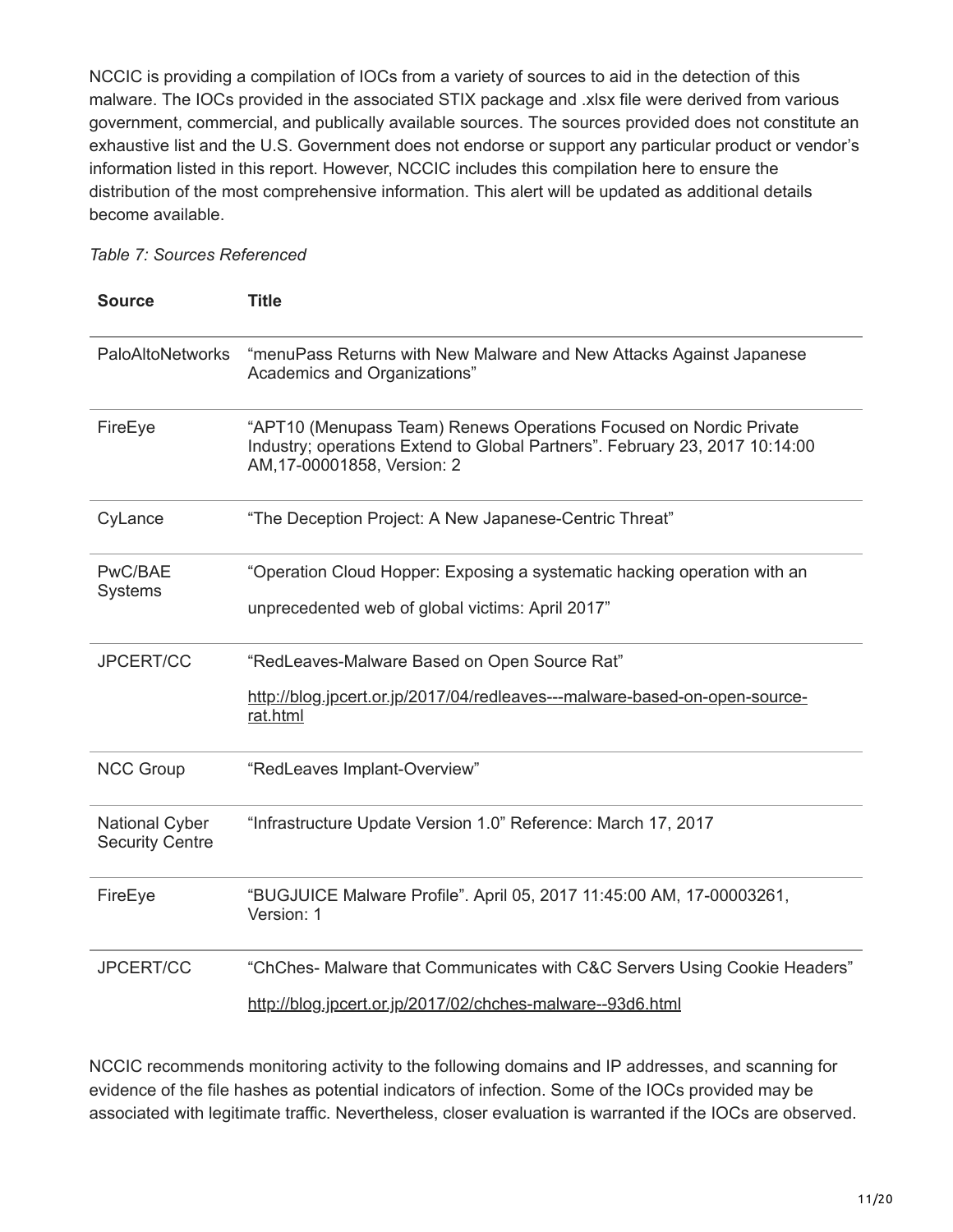NCCIC is providing a compilation of IOCs from a variety of sources to aid in the detection of this malware. The IOCs provided in the associated STIX package and .xlsx file were derived from various government, commercial, and publically available sources. The sources provided does not constitute an exhaustive list and the U.S. Government does not endorse or support any particular product or vendor's information listed in this report. However, NCCIC includes this compilation here to ensure the distribution of the most comprehensive information. This alert will be updated as additional details become available.

*Table 7: Sources Referenced*

| Source | Title |
|---|---|
| PaloAltoNetworks | "menuPass Returns with New Malware and New Attacks Against Japanese Academics and Organizations" |
| FireEye | "APT10 (Menupass Team) Renews Operations Focused on Nordic Private Industry; operations Extend to Global Partners". February 23, 2017 10:14:00 AM,17-00001858, Version: 2 |
| CyLance | "The Deception Project: A New Japanese-Centric Threat" |
| PwC/BAE Systems | "Operation Cloud Hopper: Exposing a systematic hacking operation with an unprecedented web of global victims: April 2017" |
| JPCERT/CC | "RedLeaves-Malware Based on Open Source Rat" http://blog.jpcert.or.jp/2017/04/redleaves---malware-based-on-open-source-rat.html |
| NCC Group | "RedLeaves Implant-Overview" |
| National Cyber Security Centre | "Infrastructure Update Version 1.0" Reference: March 17, 2017 |
| FireEye | "BUGJUICE Malware Profile". April 05, 2017 11:45:00 AM, 17-00003261, Version: 1 |
| JPCERT/CC | "ChChes- Malware that Communicates with C&C Servers Using Cookie Headers" http://blog.jpcert.or.jp/2017/02/chches-malware--93d6.html |

NCCIC recommends monitoring activity to the following domains and IP addresses, and scanning for evidence of the file hashes as potential indicators of infection. Some of the IOCs provided may be associated with legitimate traffic. Nevertheless, closer evaluation is warranted if the IOCs are observed.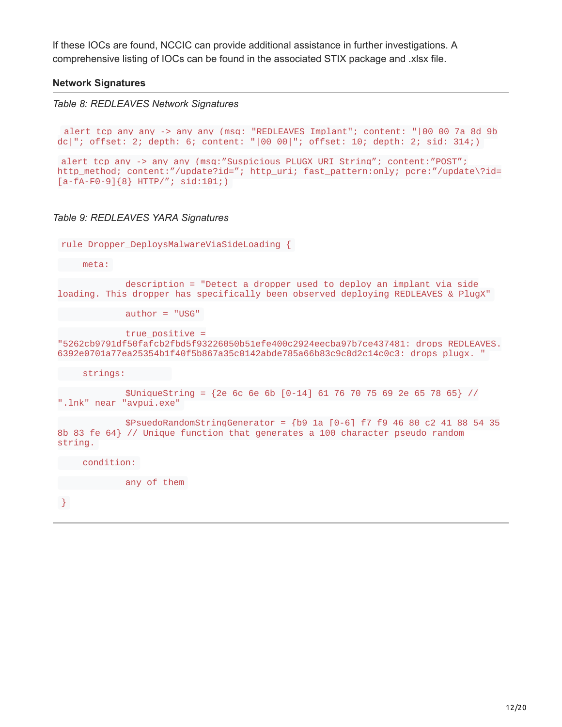If these IOCs are found, NCCIC can provide additional assistance in further investigations. A comprehensive listing of IOCs can be found in the associated STIX package and .xlsx file.

**Network Signatures**

*Table 8: REDLEAVES Network Signatures*

```
alert tcp any any -> any any (msg: "REDLEAVES Implant"; content: "|00 00 7a 8d 9b dc|"; offset: 2; depth: 6; content: "|00 00|"; offset: 10; depth: 2; sid: 314;)

alert tcp any -> any any (msg:”Suspicious PLUGX URI String”; content:”POST”; http_method; content:”/update?id=”; http_uri; fast_pattern:only; pcre:”/update\?id=[a-fA-F0-9]{8} HTTP/”; sid:101;)
```

*Table 9: REDLEAVES YARA Signatures*

```
rule Dropper_DeploysMalwareViaSideLoading {

    meta:

            description = "Detect a dropper used to deploy an implant via side loading. This dropper has specifically been observed deploying REDLEAVES & PlugX"

            author = "USG"

            true_positive = "5262cb9791df50fafcb2fbd5f93226050b51efe400c2924eecba97b7ce437481: drops REDLEAVES. 6392e0701a77ea25354b1f40f5b867a35c0142abde785a66b83c9c8d2c14c0c3: drops plugx. "

    strings:

            $UniqueString = {2e 6c 6e 6b [0-14] 61 76 70 75 69 2e 65 78 65} // ".lnk" near "avpui.exe"

            $PsuedoRandomStringGenerator = {b9 1a [0-6] f7 f9 46 80 c2 41 88 54 35 8b 83 fe 64} // Unique function that generates a 100 character pseudo random string.

    condition:

            any of them

}
```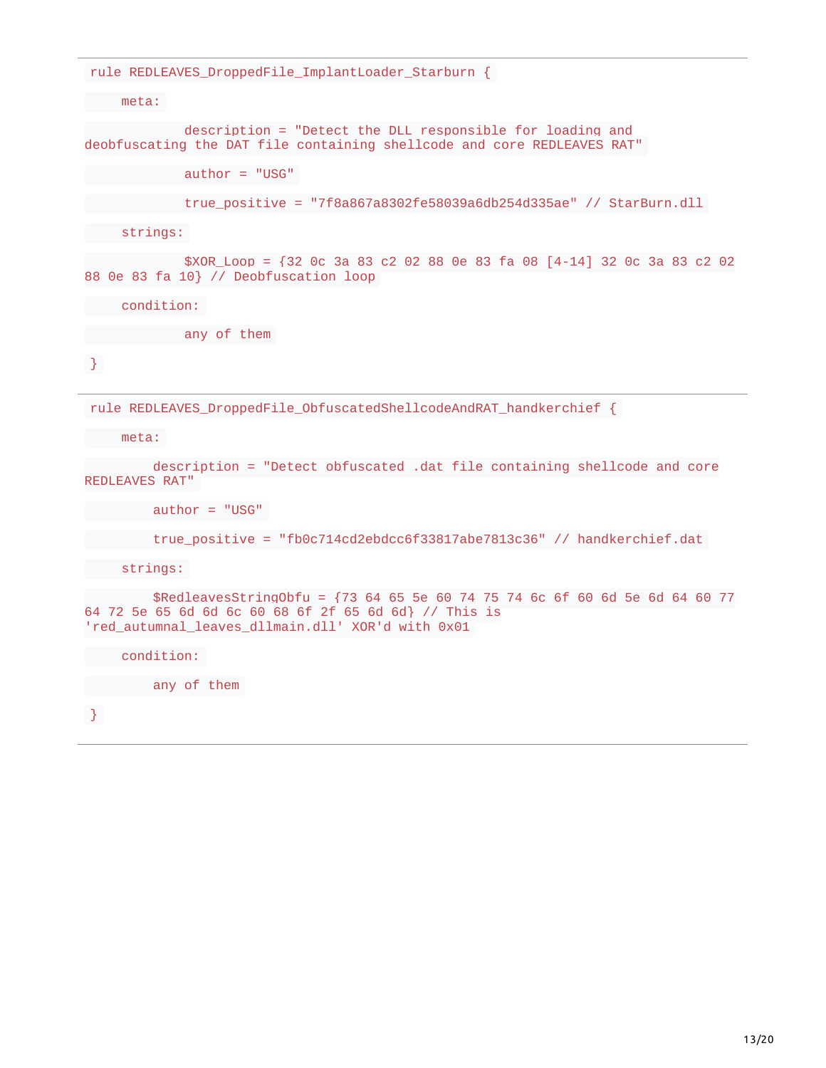```
rule REDLEAVES_DroppedFile_ImplantLoader_Starburn {

    meta:

            description = "Detect the DLL responsible for loading and
deobfuscating the DAT file containing shellcode and core REDLEAVES RAT"

            author = "USG"

            true_positive = "7f8a867a8302fe58039a6db254d335ae" // StarBurn.dll

    strings:

            $XOR_Loop = {32 0c 3a 83 c2 02 88 0e 83 fa 08 [4-14] 32 0c 3a 83 c2 02
88 0e 83 fa 10} // Deobfuscation loop

    condition:

            any of them

}
```

```
rule REDLEAVES_DroppedFile_ObfuscatedShellcodeAndRAT_handkerchief {

    meta:

        description = "Detect obfuscated .dat file containing shellcode and core
REDLEAVES RAT"

        author = "USG"

        true_positive = "fb0c714cd2ebdcc6f33817abe7813c36" // handkerchief.dat

    strings:

        $RedleavesStringObfu = {73 64 65 5e 60 74 75 74 6c 6f 60 6d 5e 6d 64 60 77
64 72 5e 65 6d 6d 6c 60 68 6f 2f 65 6d 6d} // This is
'red_autumnal_leaves_dllmain.dll' XOR'd with 0x01

    condition:

        any of them

}
```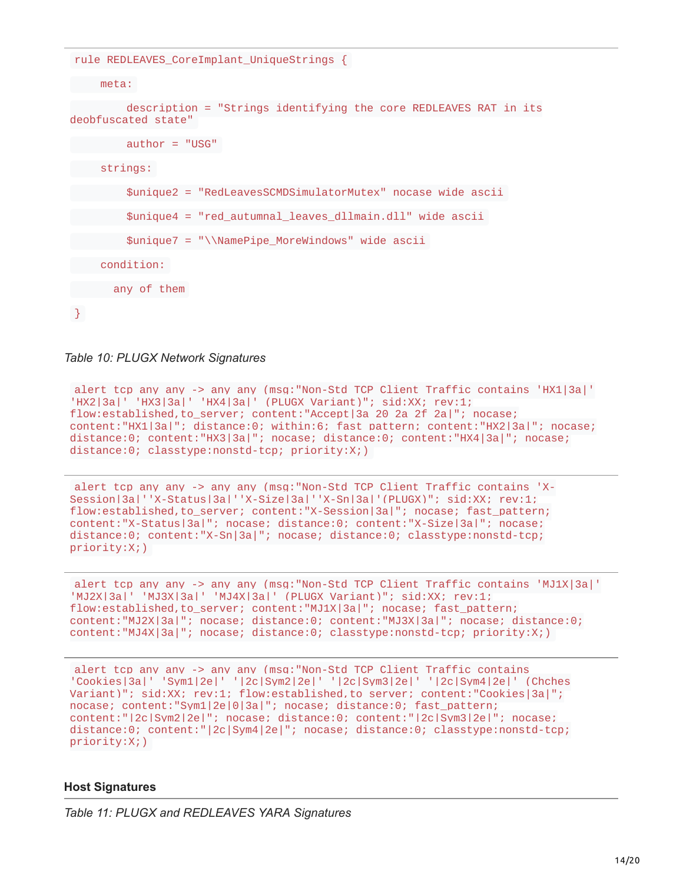```
rule REDLEAVES_CoreImplant_UniqueStrings {

    meta:

        description = "Strings identifying the core REDLEAVES RAT in its deobfuscated state"

        author = "USG"

    strings:

        $unique2 = "RedLeavesSCMDSimulatorMutex" nocase wide ascii

        $unique4 = "red_autumnal_leaves_dllmain.dll" wide ascii

        $unique7 = "\\NamePipe_MoreWindows" wide ascii

    condition:

      any of them

}
```

*Table 10: PLUGX Network Signatures*

```
alert tcp any any -> any any (msg:"Non-Std TCP Client Traffic contains 'HX1|3a|' 'HX2|3a|' 'HX3|3a|' 'HX4|3a|' (PLUGX Variant)"; sid:XX; rev:1; flow:established,to_server; content:"Accept|3a 20 2a 2f 2a|"; nocase; content:"HX1|3a|"; distance:0; within:6; fast_pattern; content:"HX2|3a|"; nocase; distance:0; content:"HX3|3a|"; nocase; distance:0; content:"HX4|3a|"; nocase; distance:0; classtype:nonstd-tcp; priority:X;)
```

```
alert tcp any any -> any any (msg:"Non-Std TCP Client Traffic contains 'X-Session|3a|''X-Status|3a|''X-Size|3a|''X-Sn|3a|'(PLUGX)"; sid:XX; rev:1; flow:established,to_server; content:"X-Session|3a|"; nocase; fast_pattern; content:"X-Status|3a|"; nocase; distance:0; content:"X-Size|3a|"; nocase; distance:0; content:"X-Sn|3a|"; nocase; distance:0; classtype:nonstd-tcp; priority:X;)
```

```
alert tcp any any -> any any (msg:"Non-Std TCP Client Traffic contains 'MJ1X|3a|' 'MJ2X|3a|' 'MJ3X|3a|' 'MJ4X|3a|' (PLUGX Variant)"; sid:XX; rev:1; flow:established,to_server; content:"MJ1X|3a|"; nocase; fast_pattern; content:"MJ2X|3a|"; nocase; distance:0; content:"MJ3X|3a|"; nocase; distance:0; content:"MJ4X|3a|"; nocase; distance:0; classtype:nonstd-tcp; priority:X;)
```

```
alert tcp any any -> any any (msg:"Non-Std TCP Client Traffic contains 'Cookies|3a|' 'Sym1|2e|' '|2c|Sym2|2e|' '|2c|Sym3|2e|' '|2c|Sym4|2e|' (Chches Variant)"; sid:XX; rev:1; flow:established,to_server; content:"Cookies|3a|"; nocase; content:"Sym1|2e|0|3a|"; nocase; distance:0; fast_pattern; content:"|2c|Sym2|2e|"; nocase; distance:0; content:"|2c|Sym3|2e|"; nocase; distance:0; content:"|2c|Sym4|2e|"; nocase; distance:0; classtype:nonstd-tcp; priority:X;)
```

**Host Signatures**

*Table 11: PLUGX and REDLEAVES YARA Signatures*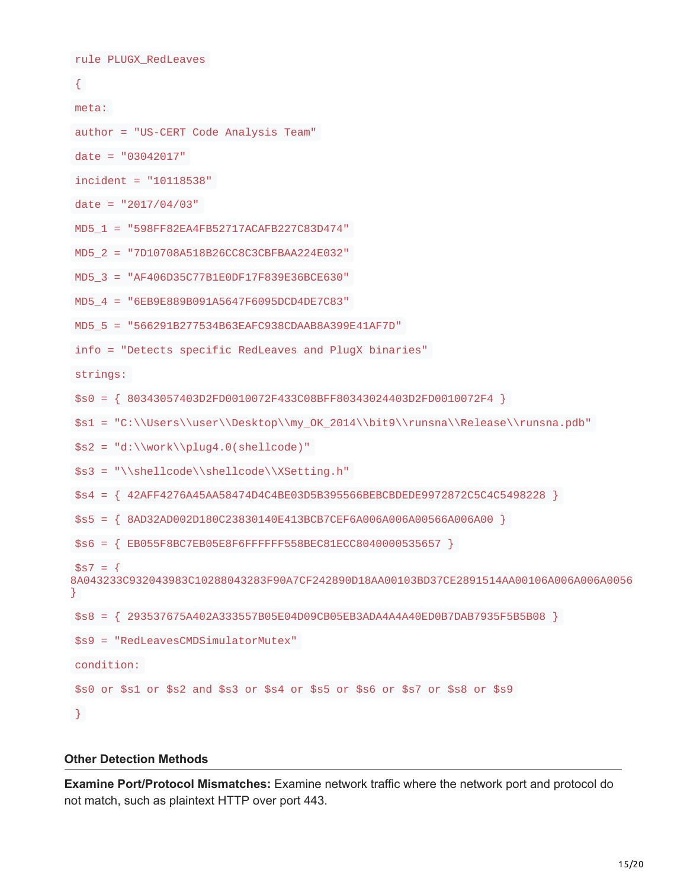```
rule PLUGX_RedLeaves
{
meta:
author = "US-CERT Code Analysis Team"
date = "03042017"
incident = "10118538"
date = "2017/04/03"
MD5_1 = "598FF82EA4FB52717ACAFB227C83D474"
MD5_2 = "7D10708A518B26CC8C3CBFBAA224E032"
MD5_3 = "AF406D35C77B1E0DF17F839E36BCE630"
MD5_4 = "6EB9E889B091A5647F6095DCD4DE7C83"
MD5_5 = "566291B277534B63EAFC938CDAAB8A399E41AF7D"
info = "Detects specific RedLeaves and PlugX binaries"
strings:
$s0 = { 80343057403D2FD0010072F433C08BFF80343024403D2FD0010072F4 }
$s1 = "C:\\Users\\user\\Desktop\\my_OK_2014\\bit9\\runsna\\Release\\runsna.pdb"
$s2 = "d:\\work\\plug4.0(shellcode)"
$s3 = "\\shellcode\\shellcode\\XSetting.h"
$s4 = { 42AFF4276A45AA58474D4C4BE03D5B395566BEBCBDEDE9972872C5C4C5498228 }
$s5 = { 8AD32AD002D180C23830140E413BCB7CEF6A006A006A00566A006A00 }
$s6 = { EB055F8BC7EB05E8F6FFFFFF558BEC81ECC8040000535657 }
$s7 = {
8A043233C932043983C10288043283F90A7CF242890D18AA00103BD37CE2891514AA00106A006A006A0056
}
$s8 = { 293537675A402A333557B05E04D09CB05EB3ADA4A4A40ED0B7DAB7935F5B5B08 }
$s9 = "RedLeavesCMDSimulatorMutex"
condition:
$s0 or $s1 or $s2 and $s3 or $s4 or $s5 or $s6 or $s7 or $s8 or $s9
}
```

### Other Detection Methods

**Examine Port/Protocol Mismatches:** Examine network traffic where the network port and protocol do not match, such as plaintext HTTP over port 443.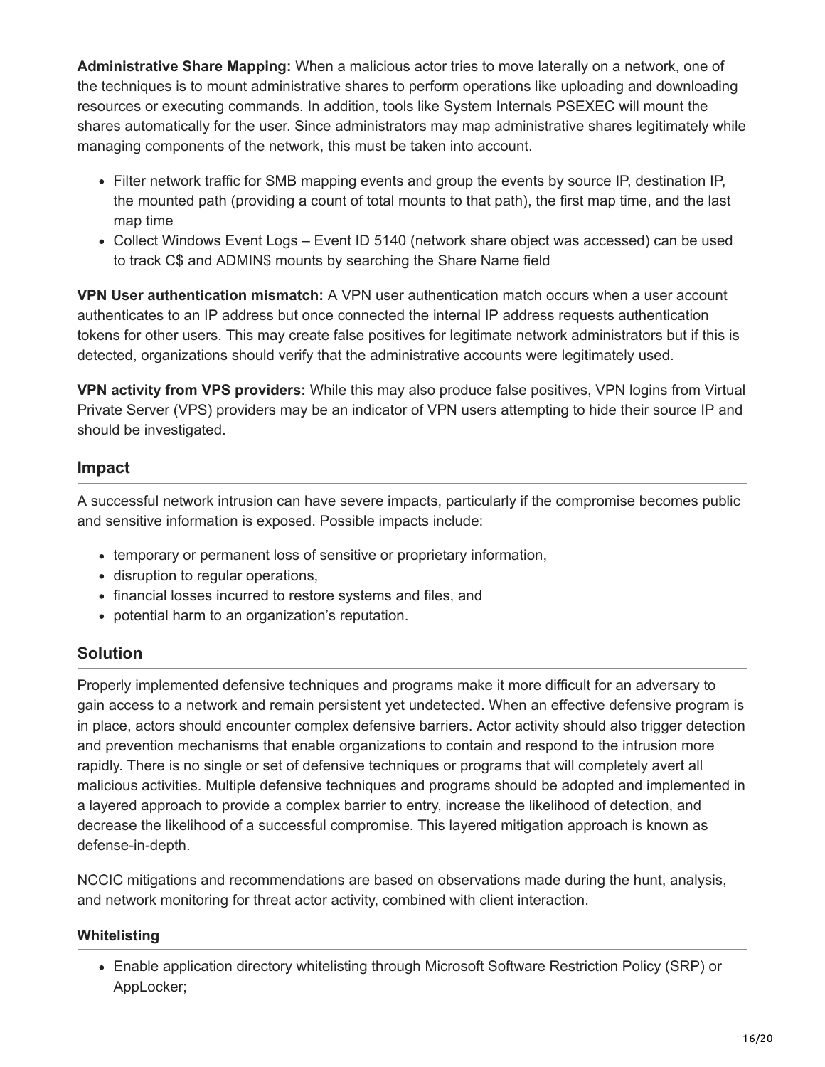**Administrative Share Mapping:** When a malicious actor tries to move laterally on a network, one of the techniques is to mount administrative shares to perform operations like uploading and downloading resources or executing commands. In addition, tools like System Internals PSEXEC will mount the shares automatically for the user. Since administrators may map administrative shares legitimately while managing components of the network, this must be taken into account.

- Filter network traffic for SMB mapping events and group the events by source IP, destination IP, the mounted path (providing a count of total mounts to that path), the first map time, and the last map time
- Collect Windows Event Logs – Event ID 5140 (network share object was accessed) can be used to track C$ and ADMIN$ mounts by searching the Share Name field

**VPN User authentication mismatch:** A VPN user authentication match occurs when a user account authenticates to an IP address but once connected the internal IP address requests authentication tokens for other users. This may create false positives for legitimate network administrators but if this is detected, organizations should verify that the administrative accounts were legitimately used.

**VPN activity from VPS providers:** While this may also produce false positives, VPN logins from Virtual Private Server (VPS) providers may be an indicator of VPN users attempting to hide their source IP and should be investigated.

## Impact

A successful network intrusion can have severe impacts, particularly if the compromise becomes public and sensitive information is exposed. Possible impacts include:

- temporary or permanent loss of sensitive or proprietary information,
- disruption to regular operations,
- financial losses incurred to restore systems and files, and
- potential harm to an organization's reputation.

## Solution

Properly implemented defensive techniques and programs make it more difficult for an adversary to gain access to a network and remain persistent yet undetected. When an effective defensive program is in place, actors should encounter complex defensive barriers. Actor activity should also trigger detection and prevention mechanisms that enable organizations to contain and respond to the intrusion more rapidly. There is no single or set of defensive techniques or programs that will completely avert all malicious activities. Multiple defensive techniques and programs should be adopted and implemented in a layered approach to provide a complex barrier to entry, increase the likelihood of detection, and decrease the likelihood of a successful compromise. This layered mitigation approach is known as defense-in-depth.

NCCIC mitigations and recommendations are based on observations made during the hunt, analysis, and network monitoring for threat actor activity, combined with client interaction.

### Whitelisting

- Enable application directory whitelisting through Microsoft Software Restriction Policy (SRP) or AppLocker;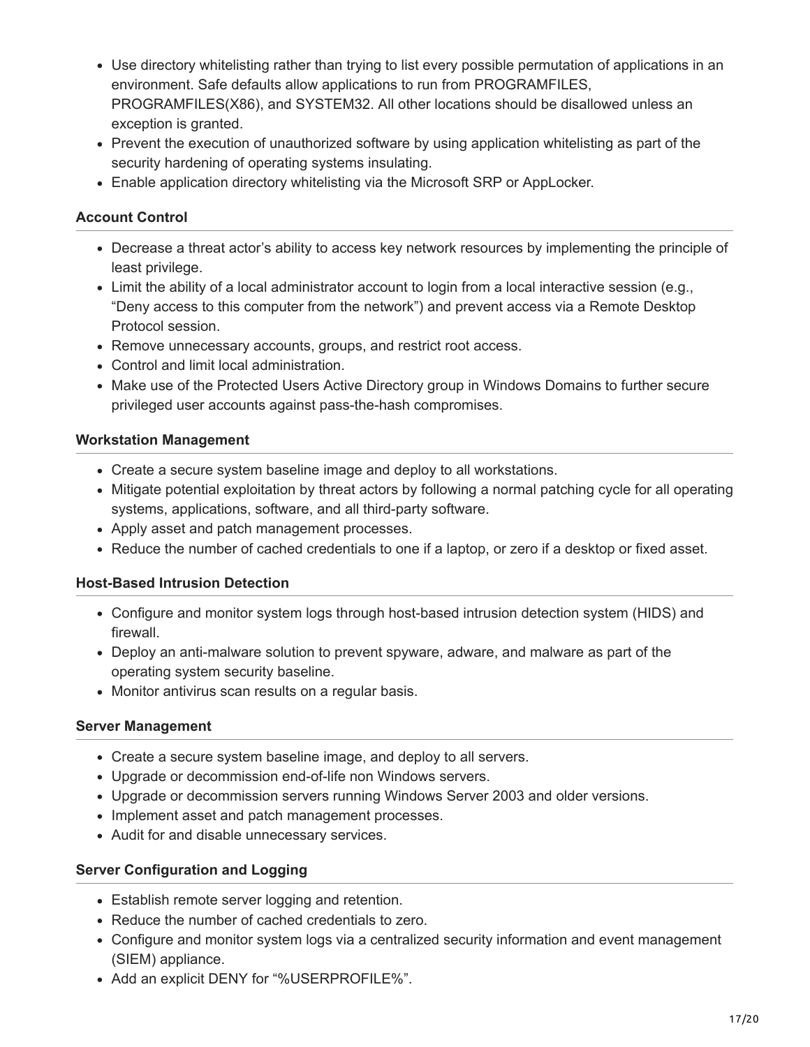- Use directory whitelisting rather than trying to list every possible permutation of applications in an environment. Safe defaults allow applications to run from PROGRAMFILES, PROGRAMFILES(X86), and SYSTEM32. All other locations should be disallowed unless an exception is granted.
- Prevent the execution of unauthorized software by using application whitelisting as part of the security hardening of operating systems insulating.
- Enable application directory whitelisting via the Microsoft SRP or AppLocker.

**Account Control**

- Decrease a threat actor's ability to access key network resources by implementing the principle of least privilege.
- Limit the ability of a local administrator account to login from a local interactive session (e.g., "Deny access to this computer from the network") and prevent access via a Remote Desktop Protocol session.
- Remove unnecessary accounts, groups, and restrict root access.
- Control and limit local administration.
- Make use of the Protected Users Active Directory group in Windows Domains to further secure privileged user accounts against pass-the-hash compromises.

**Workstation Management**

- Create a secure system baseline image and deploy to all workstations.
- Mitigate potential exploitation by threat actors by following a normal patching cycle for all operating systems, applications, software, and all third-party software.
- Apply asset and patch management processes.
- Reduce the number of cached credentials to one if a laptop, or zero if a desktop or fixed asset.

**Host-Based Intrusion Detection**

- Configure and monitor system logs through host-based intrusion detection system (HIDS) and firewall.
- Deploy an anti-malware solution to prevent spyware, adware, and malware as part of the operating system security baseline.
- Monitor antivirus scan results on a regular basis.

**Server Management**

- Create a secure system baseline image, and deploy to all servers.
- Upgrade or decommission end-of-life non Windows servers.
- Upgrade or decommission servers running Windows Server 2003 and older versions.
- Implement asset and patch management processes.
- Audit for and disable unnecessary services.

**Server Configuration and Logging**

- Establish remote server logging and retention.
- Reduce the number of cached credentials to zero.
- Configure and monitor system logs via a centralized security information and event management (SIEM) appliance.
- Add an explicit DENY for "%USERPROFILE%".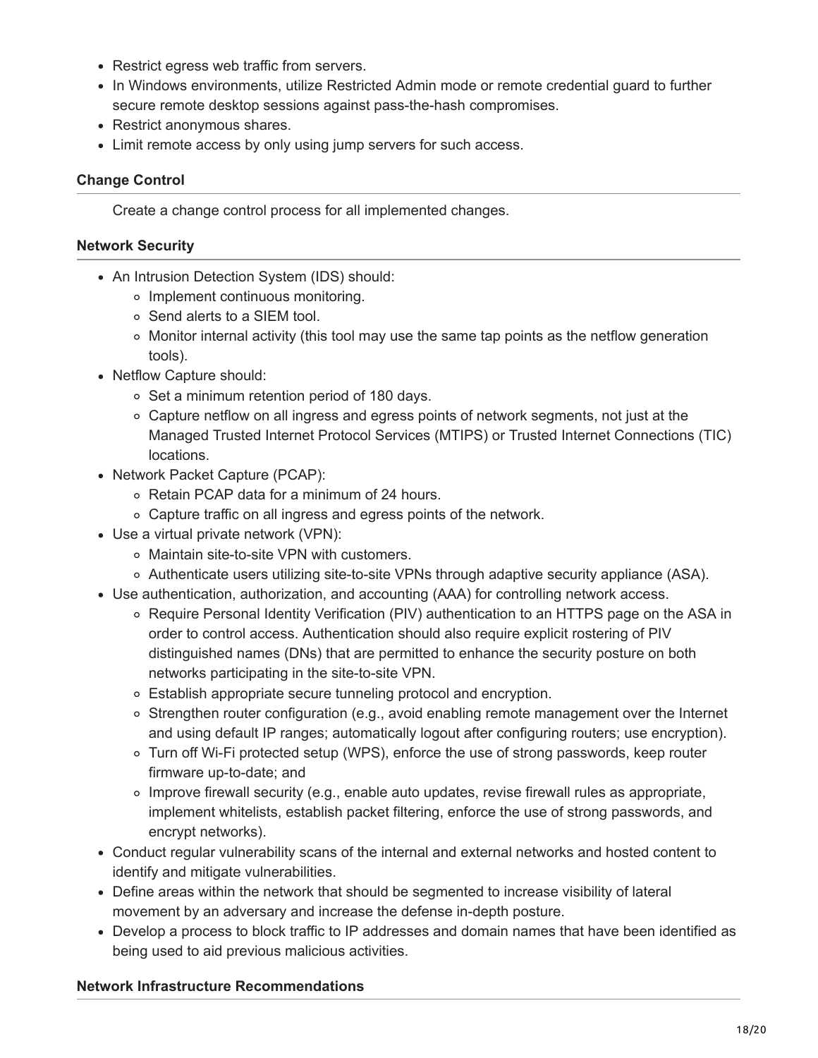- Restrict egress web traffic from servers.
- In Windows environments, utilize Restricted Admin mode or remote credential guard to further secure remote desktop sessions against pass-the-hash compromises.
- Restrict anonymous shares.
- Limit remote access by only using jump servers for such access.

#### Change Control

Create a change control process for all implemented changes.

#### Network Security

- An Intrusion Detection System (IDS) should:
  - Implement continuous monitoring.
  - Send alerts to a SIEM tool.
  - Monitor internal activity (this tool may use the same tap points as the netflow generation tools).
- Netflow Capture should:
  - Set a minimum retention period of 180 days.
  - Capture netflow on all ingress and egress points of network segments, not just at the Managed Trusted Internet Protocol Services (MTIPS) or Trusted Internet Connections (TIC) locations.
- Network Packet Capture (PCAP):
  - Retain PCAP data for a minimum of 24 hours.
  - Capture traffic on all ingress and egress points of the network.
- Use a virtual private network (VPN):
  - Maintain site-to-site VPN with customers.
  - Authenticate users utilizing site-to-site VPNs through adaptive security appliance (ASA).
- Use authentication, authorization, and accounting (AAA) for controlling network access.
  - Require Personal Identity Verification (PIV) authentication to an HTTPS page on the ASA in order to control access. Authentication should also require explicit rostering of PIV distinguished names (DNs) that are permitted to enhance the security posture on both networks participating in the site-to-site VPN.
  - Establish appropriate secure tunneling protocol and encryption.
  - Strengthen router configuration (e.g., avoid enabling remote management over the Internet and using default IP ranges; automatically logout after configuring routers; use encryption).
  - Turn off Wi-Fi protected setup (WPS), enforce the use of strong passwords, keep router firmware up-to-date; and
  - Improve firewall security (e.g., enable auto updates, revise firewall rules as appropriate, implement whitelists, establish packet filtering, enforce the use of strong passwords, and encrypt networks).
- Conduct regular vulnerability scans of the internal and external networks and hosted content to identify and mitigate vulnerabilities.
- Define areas within the network that should be segmented to increase visibility of lateral movement by an adversary and increase the defense in-depth posture.
- Develop a process to block traffic to IP addresses and domain names that have been identified as being used to aid previous malicious activities.

#### Network Infrastructure Recommendations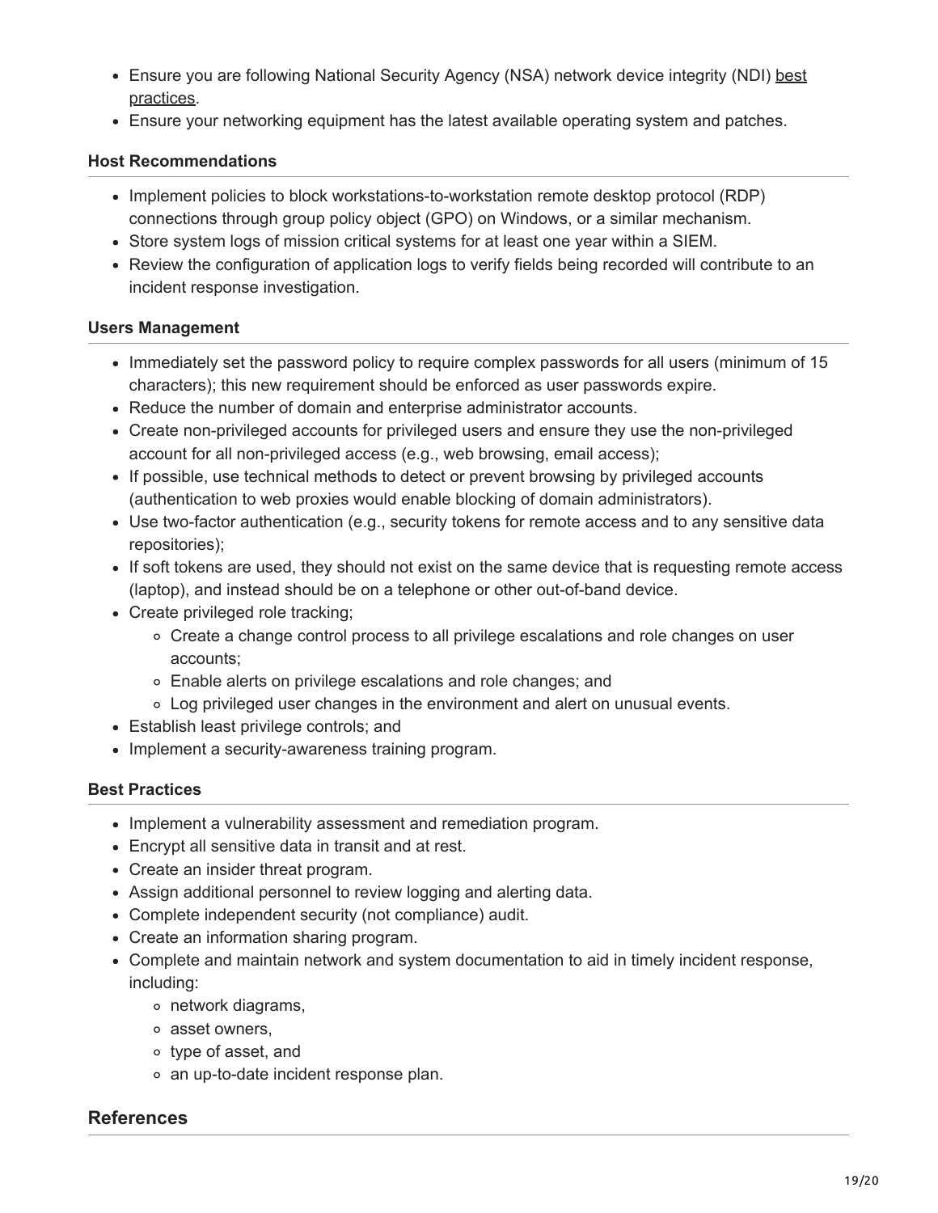- Ensure you are following National Security Agency (NSA) network device integrity (NDI) best practices.
- Ensure your networking equipment has the latest available operating system and patches.

#### Host Recommendations

- Implement policies to block workstations-to-workstation remote desktop protocol (RDP) connections through group policy object (GPO) on Windows, or a similar mechanism.
- Store system logs of mission critical systems for at least one year within a SIEM.
- Review the configuration of application logs to verify fields being recorded will contribute to an incident response investigation.

#### Users Management

- Immediately set the password policy to require complex passwords for all users (minimum of 15 characters); this new requirement should be enforced as user passwords expire.
- Reduce the number of domain and enterprise administrator accounts.
- Create non-privileged accounts for privileged users and ensure they use the non-privileged account for all non-privileged access (e.g., web browsing, email access);
- If possible, use technical methods to detect or prevent browsing by privileged accounts (authentication to web proxies would enable blocking of domain administrators).
- Use two-factor authentication (e.g., security tokens for remote access and to any sensitive data repositories);
- If soft tokens are used, they should not exist on the same device that is requesting remote access (laptop), and instead should be on a telephone or other out-of-band device.
- Create privileged role tracking;
  - Create a change control process to all privilege escalations and role changes on user accounts;
  - Enable alerts on privilege escalations and role changes; and
  - Log privileged user changes in the environment and alert on unusual events.
- Establish least privilege controls; and
- Implement a security-awareness training program.

#### Best Practices

- Implement a vulnerability assessment and remediation program.
- Encrypt all sensitive data in transit and at rest.
- Create an insider threat program.
- Assign additional personnel to review logging and alerting data.
- Complete independent security (not compliance) audit.
- Create an information sharing program.
- Complete and maintain network and system documentation to aid in timely incident response, including:
  - network diagrams,
  - asset owners,
  - type of asset, and
  - an up-to-date incident response plan.

### References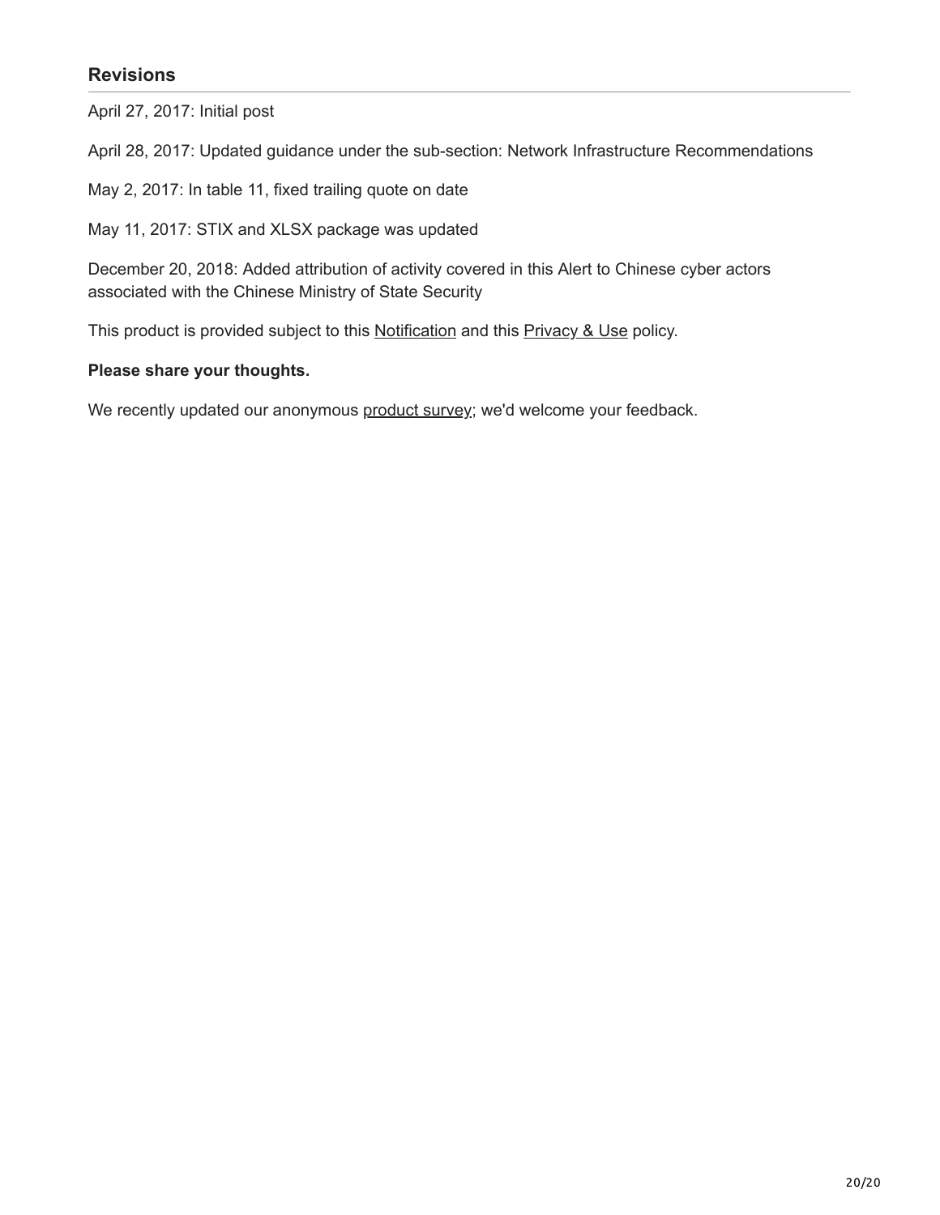## Revisions

April 27, 2017: Initial post

April 28, 2017: Updated guidance under the sub-section: Network Infrastructure Recommendations

May 2, 2017: In table 11, fixed trailing quote on date

May 11, 2017: STIX and XLSX package was updated

December 20, 2018: Added attribution of activity covered in this Alert to Chinese cyber actors associated with the Chinese Ministry of State Security

This product is provided subject to this Notification and this Privacy & Use policy.

**Please share your thoughts.**

We recently updated our anonymous product survey; we'd welcome your feedback.